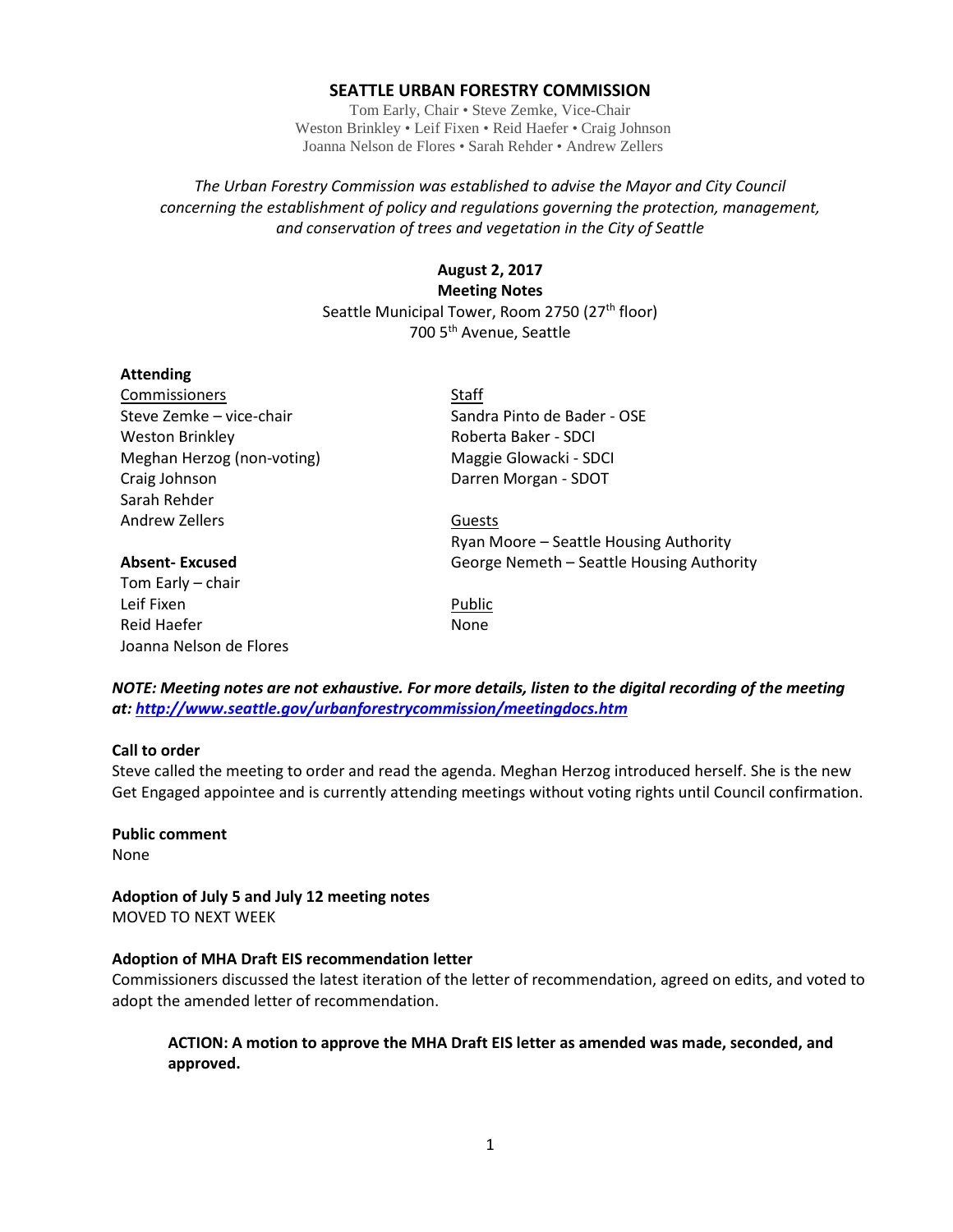# SEATTLE URBAN FORESTRY COMMISSION

Tom Early, Chair • Steve Zemke, Vice-Chair
Weston Brinkley • Leif Fixen • Reid Haefer • Craig Johnson
Joanna Nelson de Flores • Sarah Rehder • Andrew Zellers

*The Urban Forestry Commission was established to advise the Mayor and City Council concerning the establishment of policy and regulations governing the protection, management, and conservation of trees and vegetation in the City of Seattle*

**August 2, 2017**
**Meeting Notes**
Seattle Municipal Tower, Room 2750 (27th floor)
700 5th Avenue, Seattle

**Attending**

Commissioners
Steve Zemke – vice-chair
Weston Brinkley
Meghan Herzog (non-voting)
Craig Johnson
Sarah Rehder
Andrew Zellers

**Absent- Excused**
Tom Early – chair
Leif Fixen
Reid Haefer
Joanna Nelson de Flores

Staff
Sandra Pinto de Bader - OSE
Roberta Baker - SDCI
Maggie Glowacki - SDCI
Darren Morgan - SDOT

Guests
Ryan Moore – Seattle Housing Authority
George Nemeth – Seattle Housing Authority

Public
None

***NOTE: Meeting notes are not exhaustive. For more details, listen to the digital recording of the meeting at: http://www.seattle.gov/urbanforestrycommission/meetingdocs.htm***

**Call to order**
Steve called the meeting to order and read the agenda. Meghan Herzog introduced herself. She is the new Get Engaged appointee and is currently attending meetings without voting rights until Council confirmation.

**Public comment**
None

**Adoption of July 5 and July 12 meeting notes**
MOVED TO NEXT WEEK

**Adoption of MHA Draft EIS recommendation letter**
Commissioners discussed the latest iteration of the letter of recommendation, agreed on edits, and voted to adopt the amended letter of recommendation.

> **ACTION: A motion to approve the MHA Draft EIS letter as amended was made, seconded, and approved.**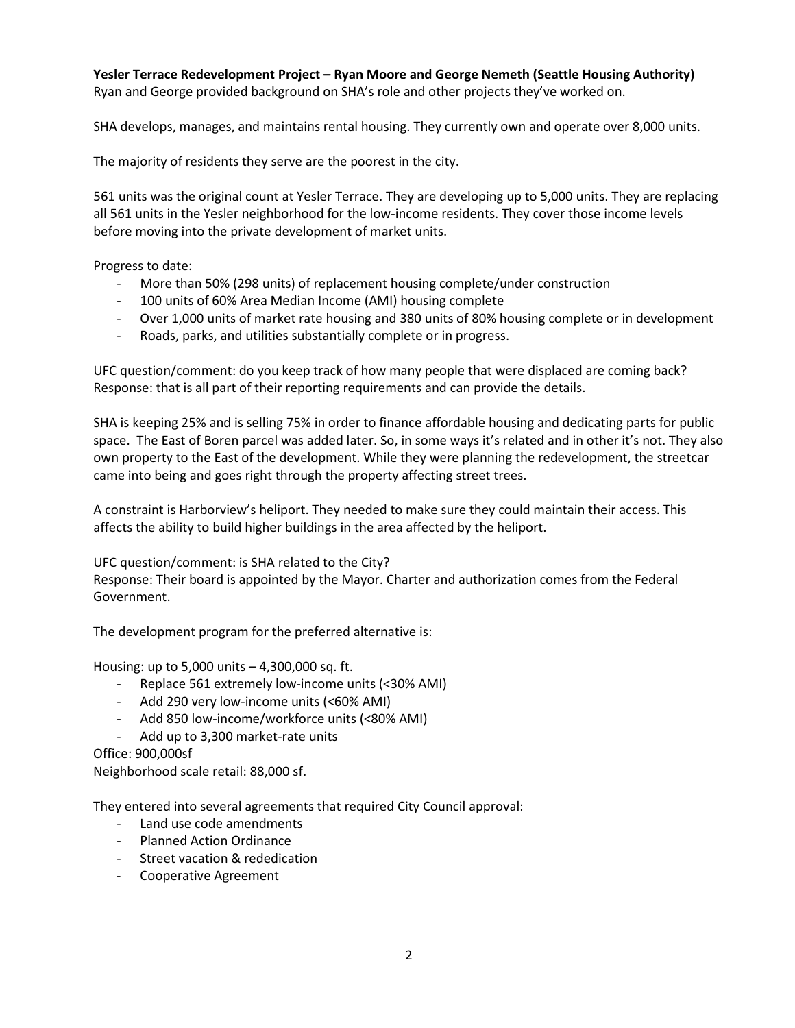**Yesler Terrace Redevelopment Project – Ryan Moore and George Nemeth (Seattle Housing Authority)**
Ryan and George provided background on SHA's role and other projects they've worked on.

SHA develops, manages, and maintains rental housing. They currently own and operate over 8,000 units.

The majority of residents they serve are the poorest in the city.

561 units was the original count at Yesler Terrace. They are developing up to 5,000 units. They are replacing all 561 units in the Yesler neighborhood for the low-income residents. They cover those income levels before moving into the private development of market units.

Progress to date:

- More than 50% (298 units) of replacement housing complete/under construction
- 100 units of 60% Area Median Income (AMI) housing complete
- Over 1,000 units of market rate housing and 380 units of 80% housing complete or in development
- Roads, parks, and utilities substantially complete or in progress.

UFC question/comment: do you keep track of how many people that were displaced are coming back?
Response: that is all part of their reporting requirements and can provide the details.

SHA is keeping 25% and is selling 75% in order to finance affordable housing and dedicating parts for public space. The East of Boren parcel was added later. So, in some ways it's related and in other it's not. They also own property to the East of the development. While they were planning the redevelopment, the streetcar came into being and goes right through the property affecting street trees.

A constraint is Harborview's heliport. They needed to make sure they could maintain their access. This affects the ability to build higher buildings in the area affected by the heliport.

UFC question/comment: is SHA related to the City?
Response: Their board is appointed by the Mayor. Charter and authorization comes from the Federal Government.

The development program for the preferred alternative is:

Housing: up to 5,000 units – 4,300,000 sq. ft.

- Replace 561 extremely low-income units (<30% AMI)
- Add 290 very low-income units (<60% AMI)
- Add 850 low-income/workforce units (<80% AMI)
- Add up to 3,300 market-rate units

Office: 900,000sf
Neighborhood scale retail: 88,000 sf.

They entered into several agreements that required City Council approval:

- Land use code amendments
- Planned Action Ordinance
- Street vacation & rededication
- Cooperative Agreement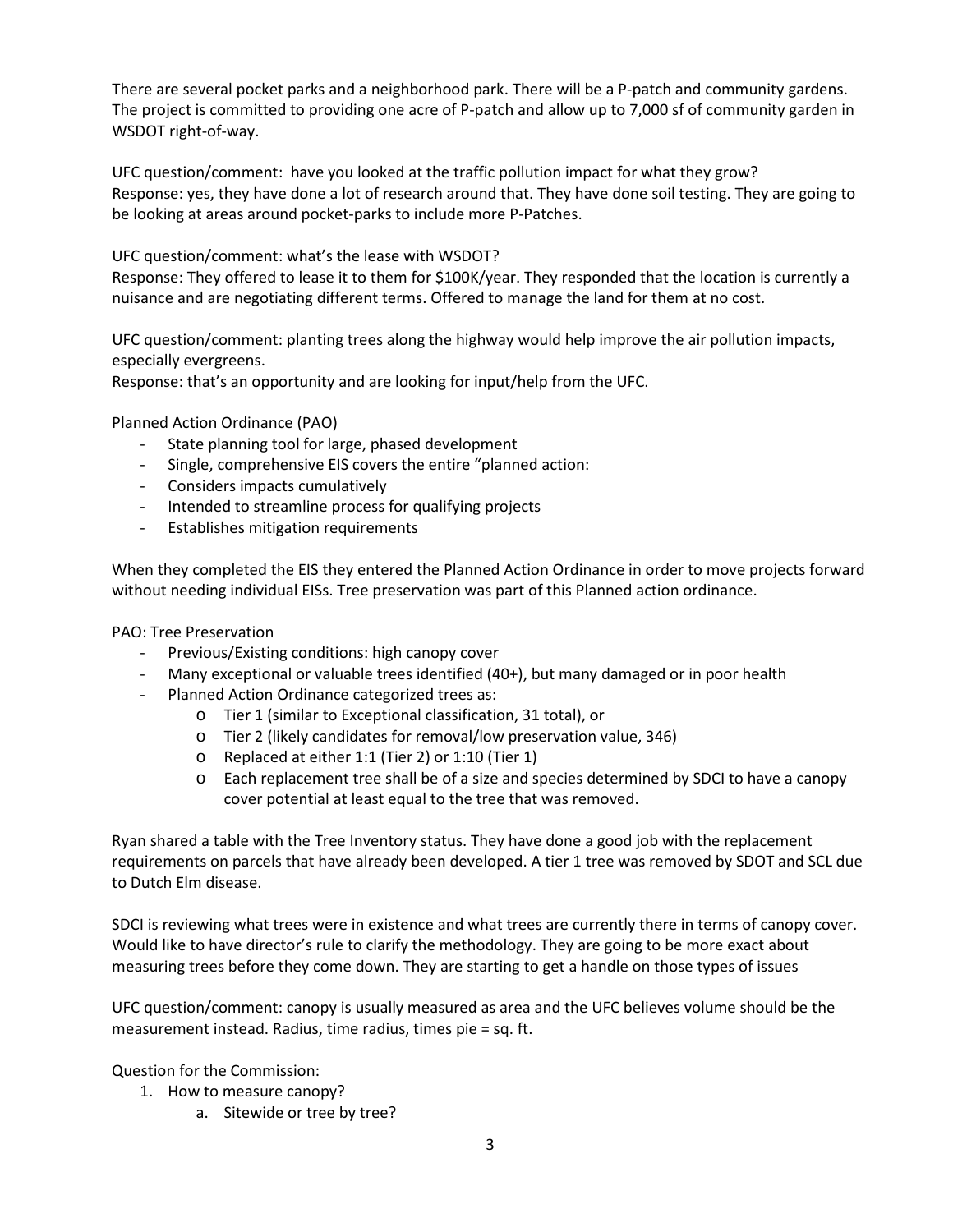There are several pocket parks and a neighborhood park. There will be a P-patch and community gardens. The project is committed to providing one acre of P-patch and allow up to 7,000 sf of community garden in WSDOT right-of-way.

UFC question/comment: have you looked at the traffic pollution impact for what they grow?
Response: yes, they have done a lot of research around that. They have done soil testing. They are going to be looking at areas around pocket-parks to include more P-Patches.

UFC question/comment: what's the lease with WSDOT?
Response: They offered to lease it to them for $100K/year. They responded that the location is currently a nuisance and are negotiating different terms. Offered to manage the land for them at no cost.

UFC question/comment: planting trees along the highway would help improve the air pollution impacts, especially evergreens.
Response: that's an opportunity and are looking for input/help from the UFC.

Planned Action Ordinance (PAO)

- State planning tool for large, phased development
- Single, comprehensive EIS covers the entire "planned action:
- Considers impacts cumulatively
- Intended to streamline process for qualifying projects
- Establishes mitigation requirements

When they completed the EIS they entered the Planned Action Ordinance in order to move projects forward without needing individual EISs. Tree preservation was part of this Planned action ordinance.

PAO: Tree Preservation

- Previous/Existing conditions: high canopy cover
- Many exceptional or valuable trees identified (40+), but many damaged or in poor health
- Planned Action Ordinance categorized trees as:
  - Tier 1 (similar to Exceptional classification, 31 total), or
  - Tier 2 (likely candidates for removal/low preservation value, 346)
  - Replaced at either 1:1 (Tier 2) or 1:10 (Tier 1)
  - Each replacement tree shall be of a size and species determined by SDCI to have a canopy cover potential at least equal to the tree that was removed.

Ryan shared a table with the Tree Inventory status. They have done a good job with the replacement requirements on parcels that have already been developed. A tier 1 tree was removed by SDOT and SCL due to Dutch Elm disease.

SDCI is reviewing what trees were in existence and what trees are currently there in terms of canopy cover. Would like to have director's rule to clarify the methodology. They are going to be more exact about measuring trees before they come down. They are starting to get a handle on those types of issues

UFC question/comment: canopy is usually measured as area and the UFC believes volume should be the measurement instead. Radius, time radius, times pie = sq. ft.

Question for the Commission:

1. How to measure canopy?
   a. Sitewide or tree by tree?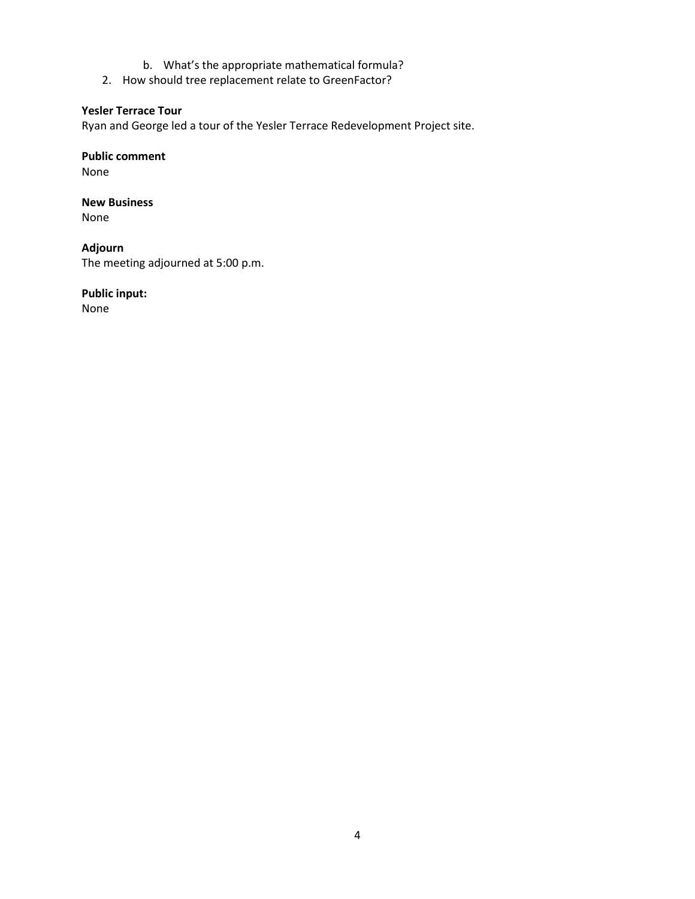b. What's the appropriate mathematical formula?
2. How should tree replacement relate to GreenFactor?

**Yesler Terrace Tour**
Ryan and George led a tour of the Yesler Terrace Redevelopment Project site.

**Public comment**
None

**New Business**
None

**Adjourn**
The meeting adjourned at 5:00 p.m.

**Public input:**
None